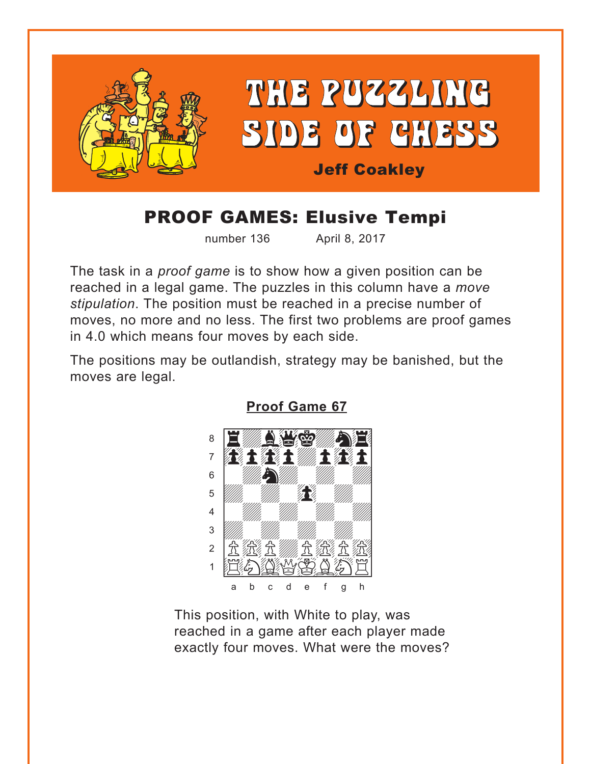# THE PUZZLING SIDE OF CHESS

**Jeff Coakley**

## PROOF GAMES: Elusive Tempi

number 136 April 8, 2017

The task in a *proof game* is to show how a given position can be reached in a legal game. The puzzles in this column have a *move stipulation*. The position must be reached in a precise number of moves, no more and no less. The first two problems are proof games in 4.0 which means four moves by each side.

The positions may be outlandish, strategy may be banished, but the moves are legal.

### Proof Game 67

This position, with White to play, was reached in a game after each player made exactly four moves. What were the moves?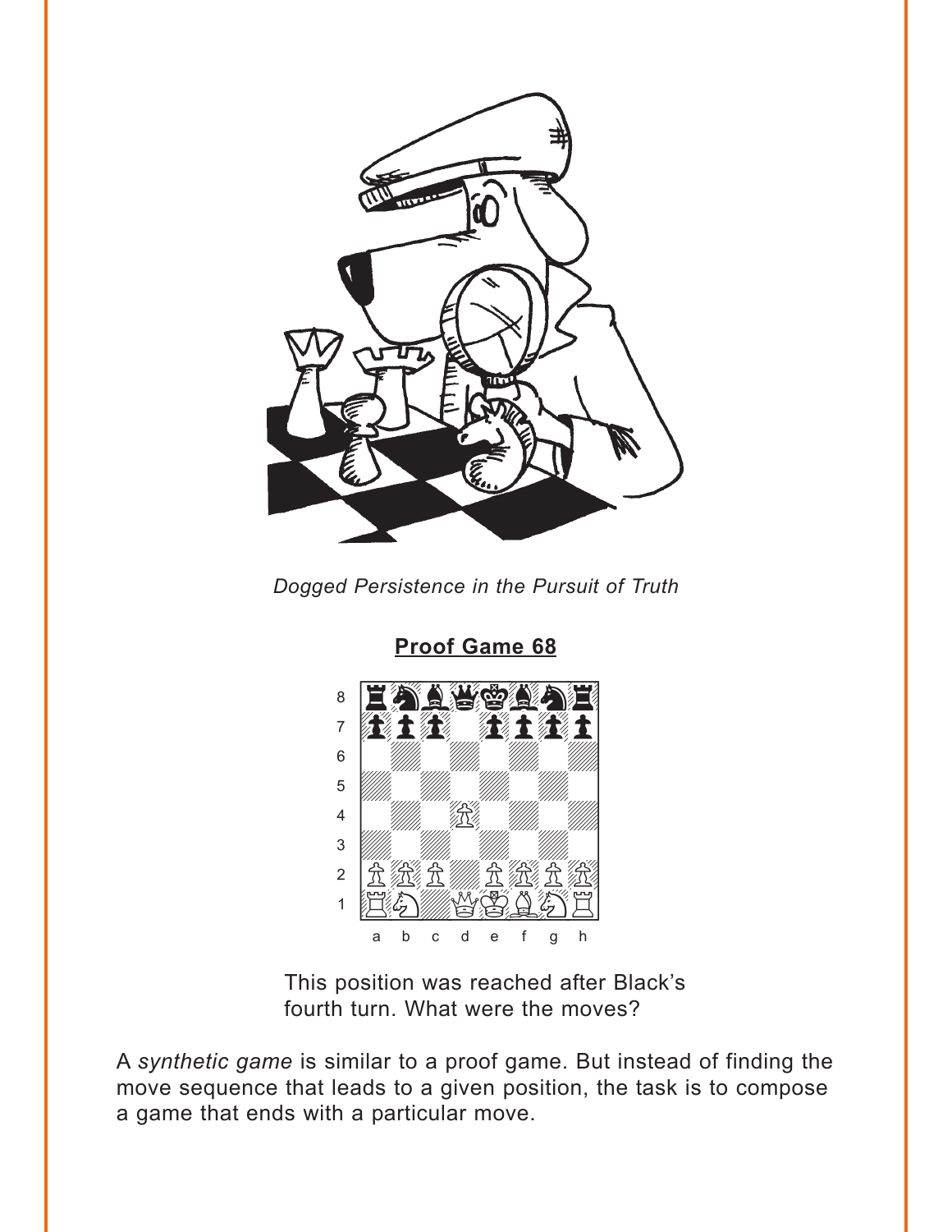*Dogged Persistence in the Pursuit of Truth*

**Proof Game 68**

This position was reached after Black's fourth turn. What were the moves?

A *synthetic game* is similar to a proof game. But instead of finding the move sequence that leads to a given position, the task is to compose a game that ends with a particular move.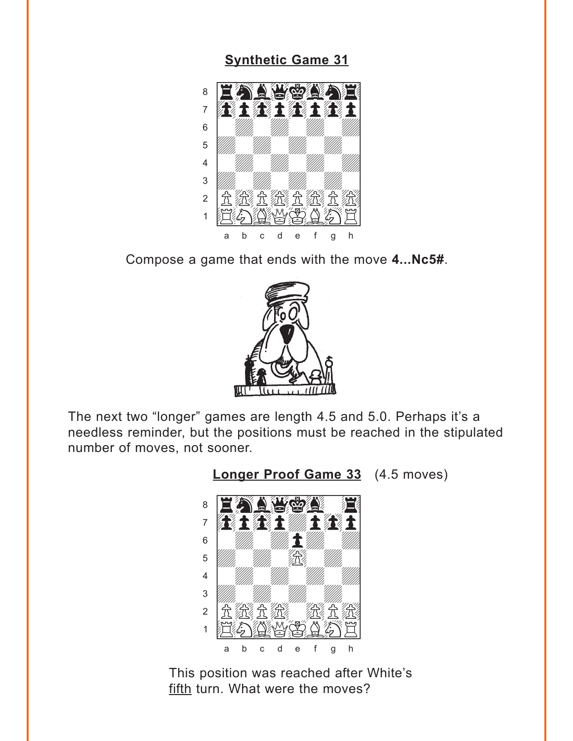**Synthetic Game 31**

Compose a game that ends with the move **4...Nc5#**.

The next two “longer” games are length 4.5 and 5.0. Perhaps it’s a needless reminder, but the positions must be reached in the stipulated number of moves, not sooner.

**Longer Proof Game 33** (4.5 moves)

This position was reached after White’s fifth turn. What were the moves?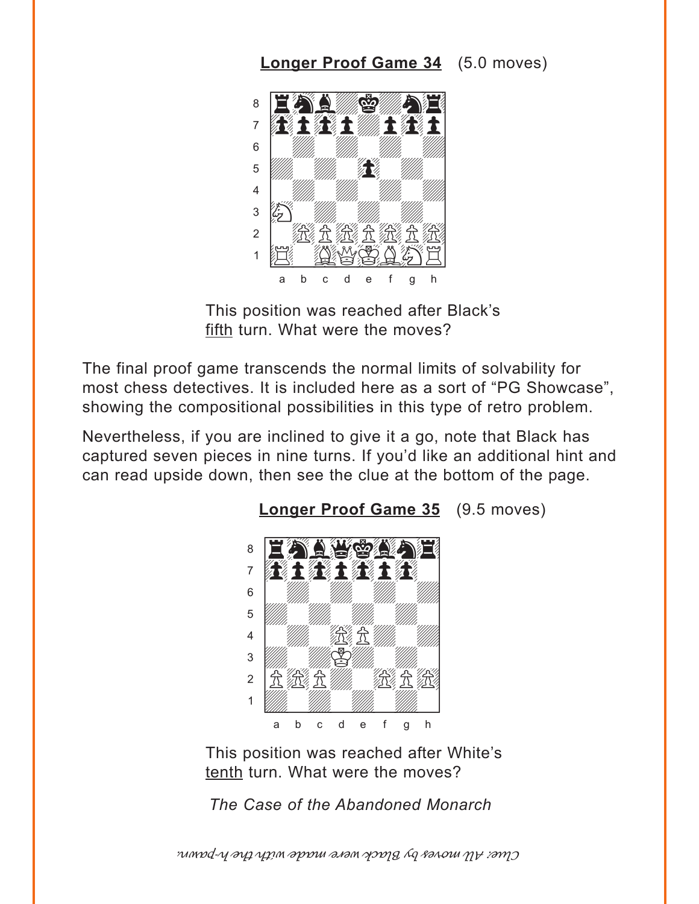**Longer Proof Game 34** (5.0 moves)

This position was reached after Black's fifth turn. What were the moves?

The final proof game transcends the normal limits of solvability for most chess detectives. It is included here as a sort of "PG Showcase", showing the compositional possibilities in this type of retro problem.

Nevertheless, if you are inclined to give it a go, note that Black has captured seven pieces in nine turns. If you'd like an additional hint and can read upside down, then see the clue at the bottom of the page.

**Longer Proof Game 35** (9.5 moves)

This position was reached after White's tenth turn. What were the moves?

*The Case of the Abandoned Monarch*

*Clue: All moves by Black were made with the h-pawn.*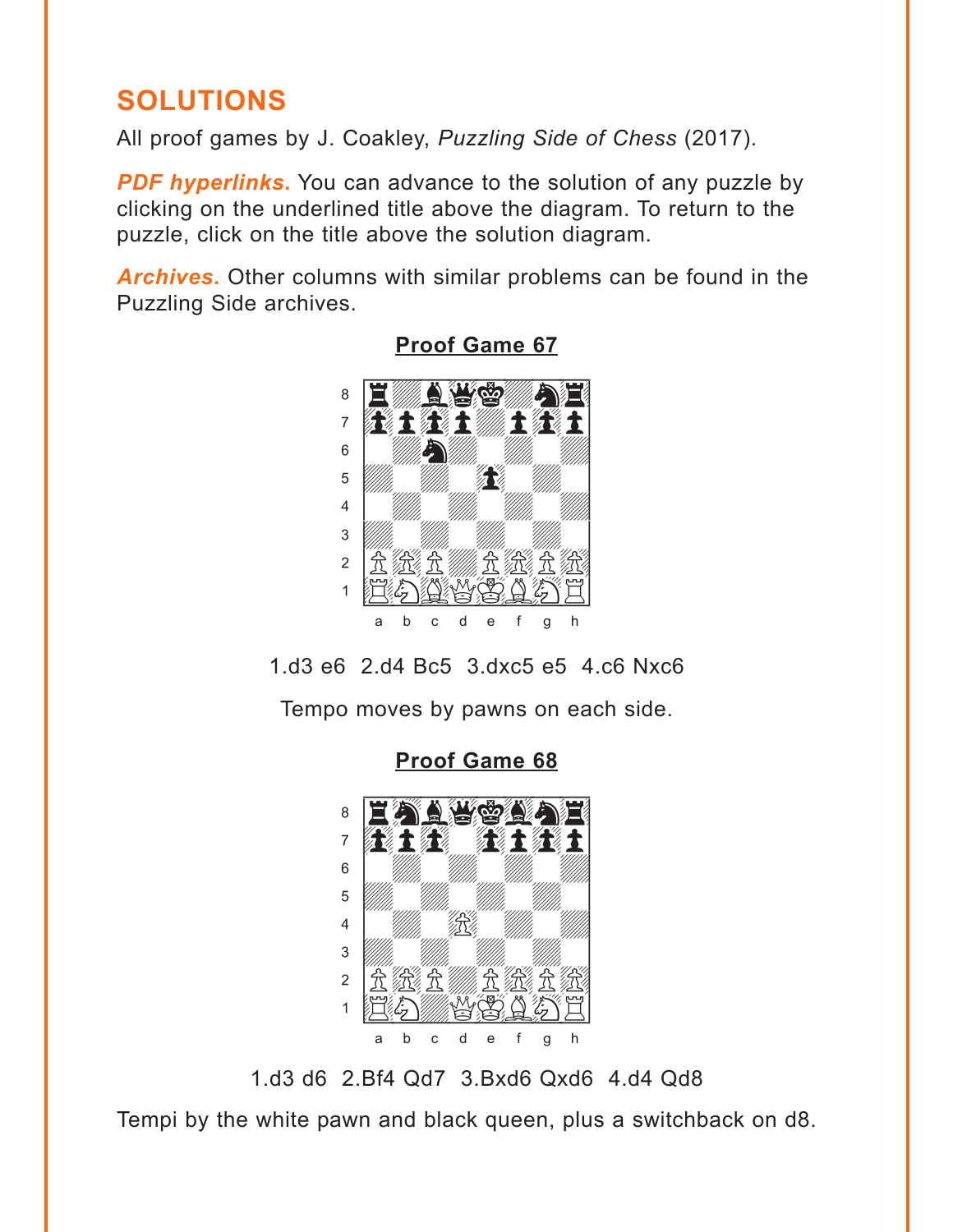## SOLUTIONS

All proof games by J. Coakley, *Puzzling Side of Chess* (2017).

***PDF hyperlinks.*** You can advance to the solution of any puzzle by clicking on the underlined title above the diagram. To return to the puzzle, click on the title above the solution diagram.

***Archives.*** Other columns with similar problems can be found in the Puzzling Side archives.

### Proof Game 67

1.d3 e6 2.d4 Bc5 3.dxc5 e5 4.c6 Nxc6

Tempo moves by pawns on each side.

### Proof Game 68

1.d3 d6 2.Bf4 Qd7 3.Bxd6 Qxd6 4.d4 Qd8

Tempi by the white pawn and black queen, plus a switchback on d8.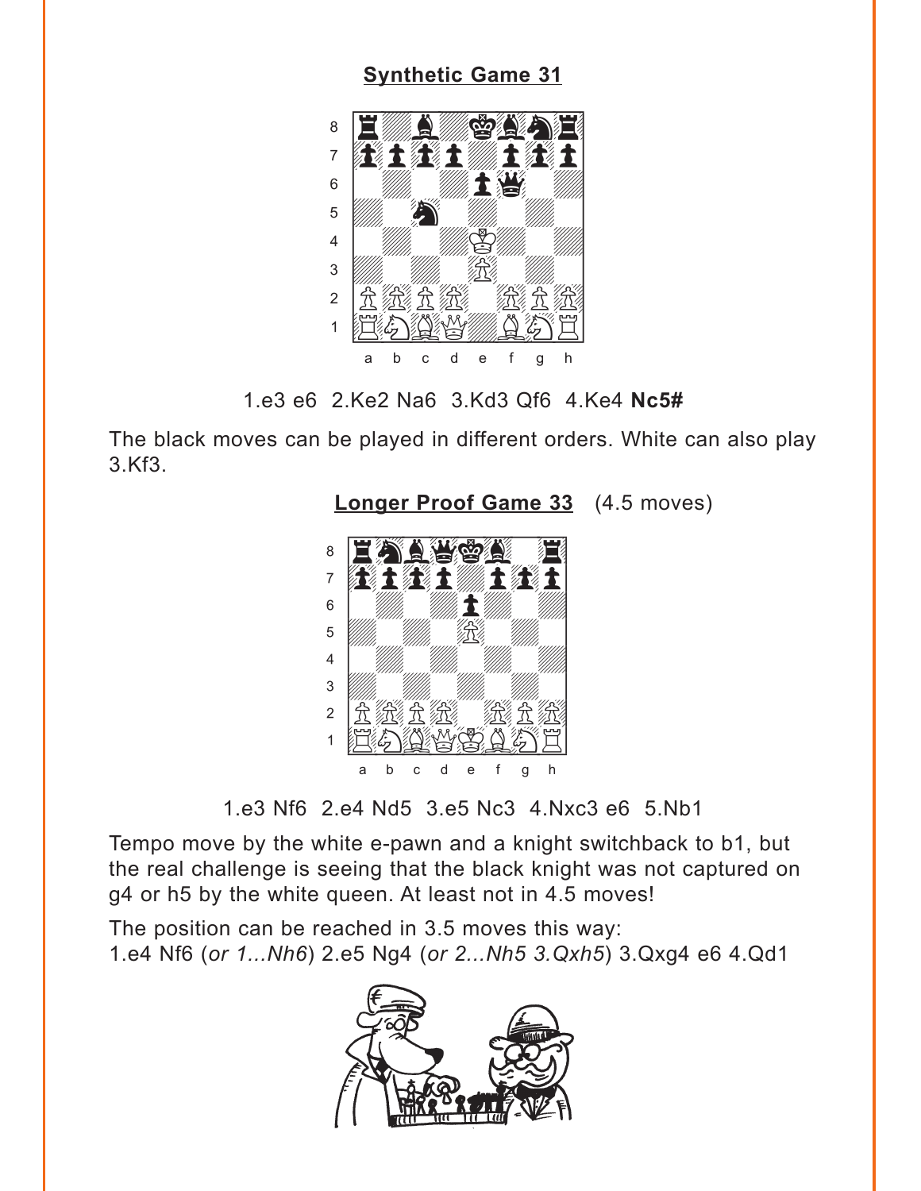**Synthetic Game 31**

1.e3 e6 2.Ke2 Na6 3.Kd3 Qf6 4.Ke4 **Nc5#**

The black moves can be played in different orders. White can also play 3.Kf3.

**Longer Proof Game 33** (4.5 moves)

1.e3 Nf6 2.e4 Nd5 3.e5 Nc3 4.Nxc3 e6 5.Nb1

Tempo move by the white e-pawn and a knight switchback to b1, but the real challenge is seeing that the black knight was not captured on g4 or h5 by the white queen. At least not in 4.5 moves!

The position can be reached in 3.5 moves this way:
1.e4 Nf6 (*or 1...Nh6*) 2.e5 Ng4 (*or 2...Nh5 3.Qxh5*) 3.Qxg4 e6 4.Qd1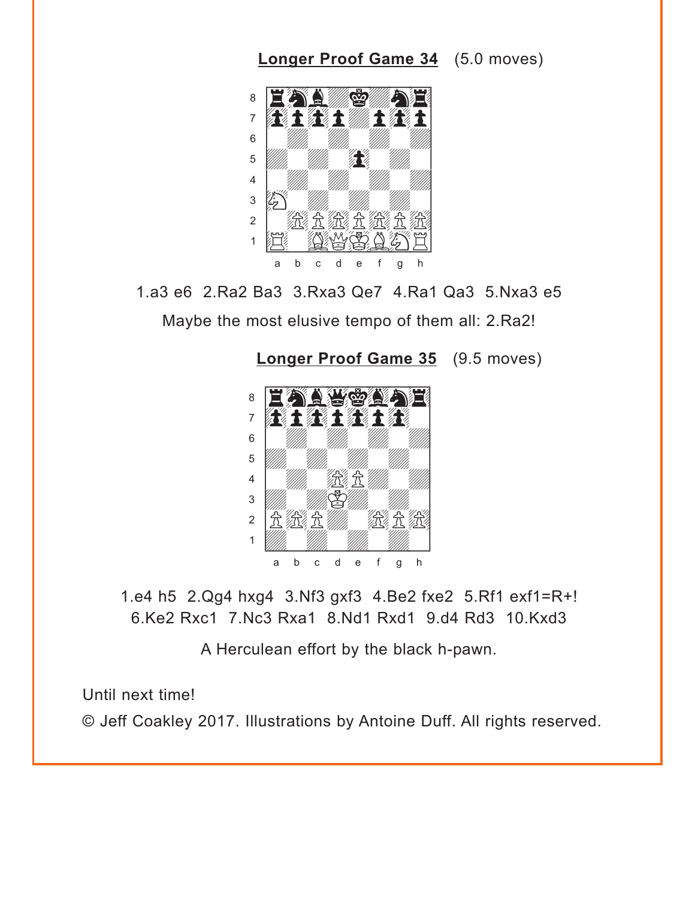**Longer Proof Game 34** (5.0 moves)

1.a3 e6 2.Ra2 Ba3 3.Rxa3 Qe7 4.Ra1 Qa3 5.Nxa3 e5

Maybe the most elusive tempo of them all: 2.Ra2!

**Longer Proof Game 35** (9.5 moves)

1.e4 h5 2.Qg4 hxg4 3.Nf3 gxf3 4.Be2 fxe2 5.Rf1 exf1=R+! 6.Ke2 Rxc1 7.Nc3 Rxa1 8.Nd1 Rxd1 9.d4 Rd3 10.Kxd3

A Herculean effort by the black h-pawn.

Until next time!

© Jeff Coakley 2017. Illustrations by Antoine Duff. All rights reserved.